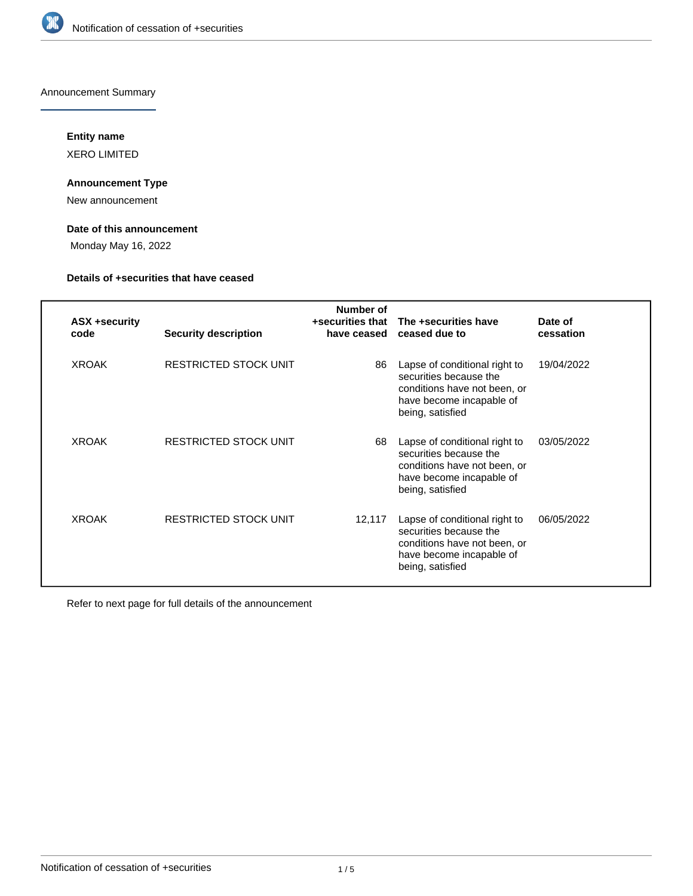Announcement Summary

**Entity name**

XERO LIMITED

**Announcement Type**

New announcement

**Date of this announcement**

Monday May 16, 2022

**Details of +securities that have ceased**

| ASX +security code | Security description | Number of +securities that have ceased | The +securities have ceased due to | Date of cessation |
|---|---|---|---|---|
| XROAK | RESTRICTED STOCK UNIT | 86 | Lapse of conditional right to securities because the conditions have not been, or have become incapable of being, satisfied | 19/04/2022 |
| XROAK | RESTRICTED STOCK UNIT | 68 | Lapse of conditional right to securities because the conditions have not been, or have become incapable of being, satisfied | 03/05/2022 |
| XROAK | RESTRICTED STOCK UNIT | 12,117 | Lapse of conditional right to securities because the conditions have not been, or have become incapable of being, satisfied | 06/05/2022 |

Refer to next page for full details of the announcement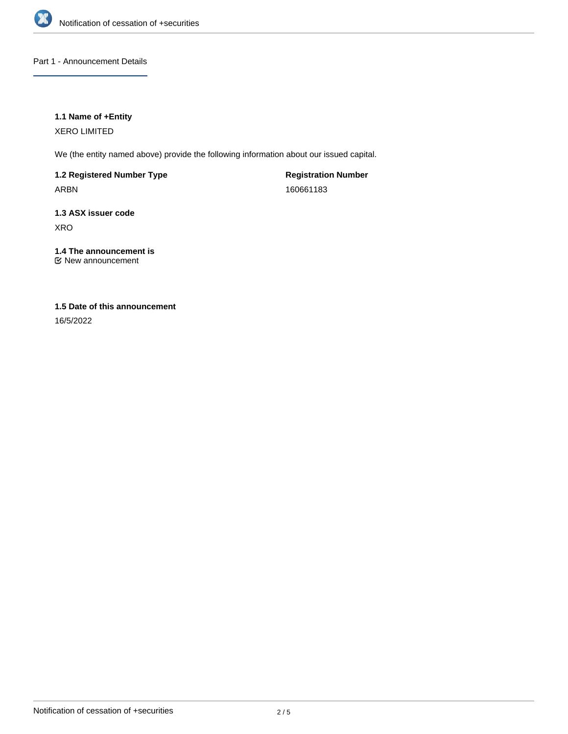## Part 1 - Announcement Details

### 1.1 Name of +Entity

XERO LIMITED

We (the entity named above) provide the following information about our issued capital.

**1.2 Registered Number Type**

ARBN

**Registration Number**

160661183

### 1.3 ASX issuer code

XRO

### 1.4 The announcement is

☑ New announcement

### 1.5 Date of this announcement

16/5/2022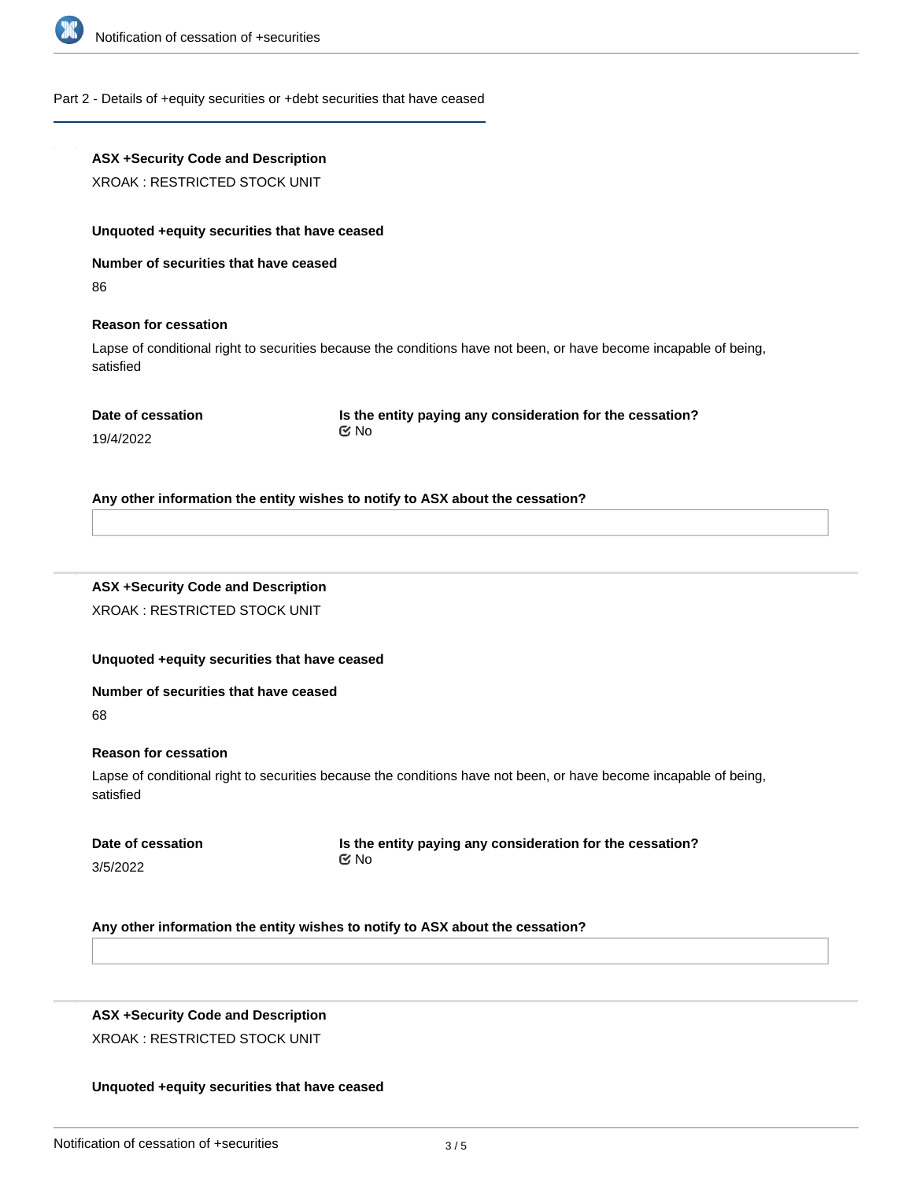## Part 2 - Details of +equity securities or +debt securities that have ceased

**ASX +Security Code and Description**

XROAK : RESTRICTED STOCK UNIT

**Unquoted +equity securities that have ceased**

**Number of securities that have ceased**

86

**Reason for cessation**

Lapse of conditional right to securities because the conditions have not been, or have become incapable of being, satisfied

**Date of cessation**

19/4/2022

**Is the entity paying any consideration for the cessation?**

No

**Any other information the entity wishes to notify to ASX about the cessation?**

---

**ASX +Security Code and Description**

XROAK : RESTRICTED STOCK UNIT

**Unquoted +equity securities that have ceased**

**Number of securities that have ceased**

68

**Reason for cessation**

Lapse of conditional right to securities because the conditions have not been, or have become incapable of being, satisfied

**Date of cessation**

3/5/2022

**Is the entity paying any consideration for the cessation?**

No

**Any other information the entity wishes to notify to ASX about the cessation?**

---

**ASX +Security Code and Description**

XROAK : RESTRICTED STOCK UNIT

**Unquoted +equity securities that have ceased**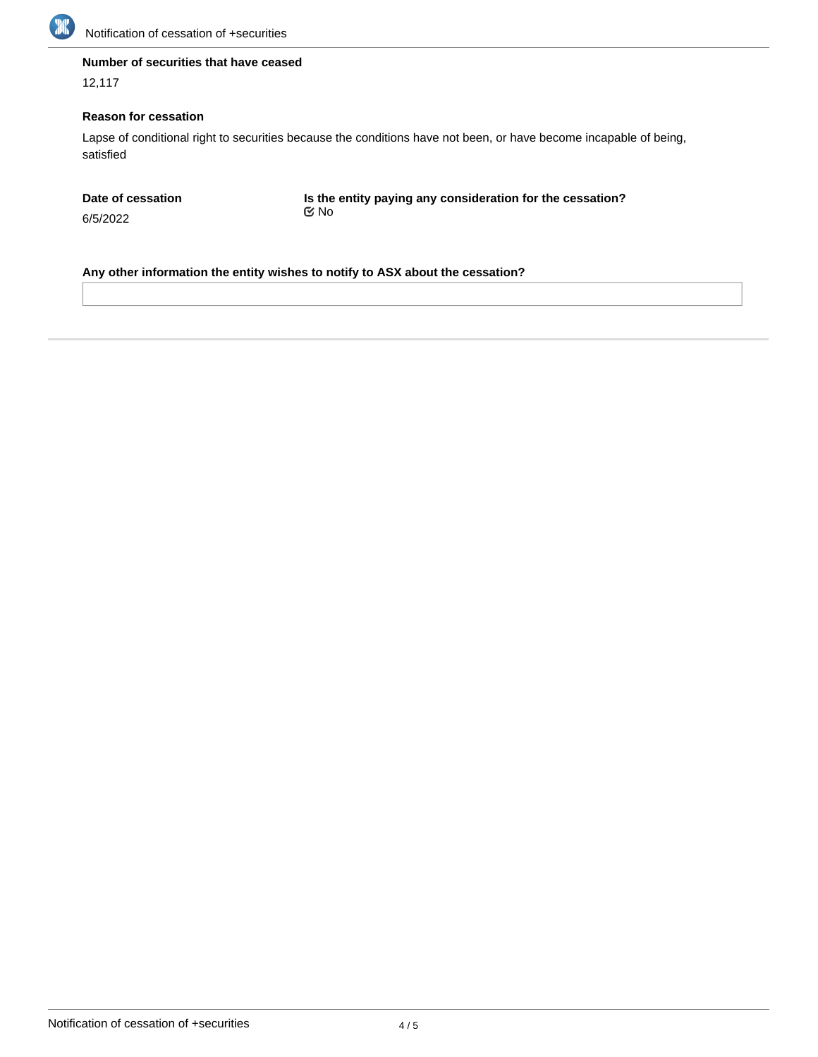**Number of securities that have ceased**

12,117

**Reason for cessation**

Lapse of conditional right to securities because the conditions have not been, or have become incapable of being, satisfied

**Date of cessation**

6/5/2022

**Is the entity paying any consideration for the cessation?**

No

**Any other information the entity wishes to notify to ASX about the cessation?**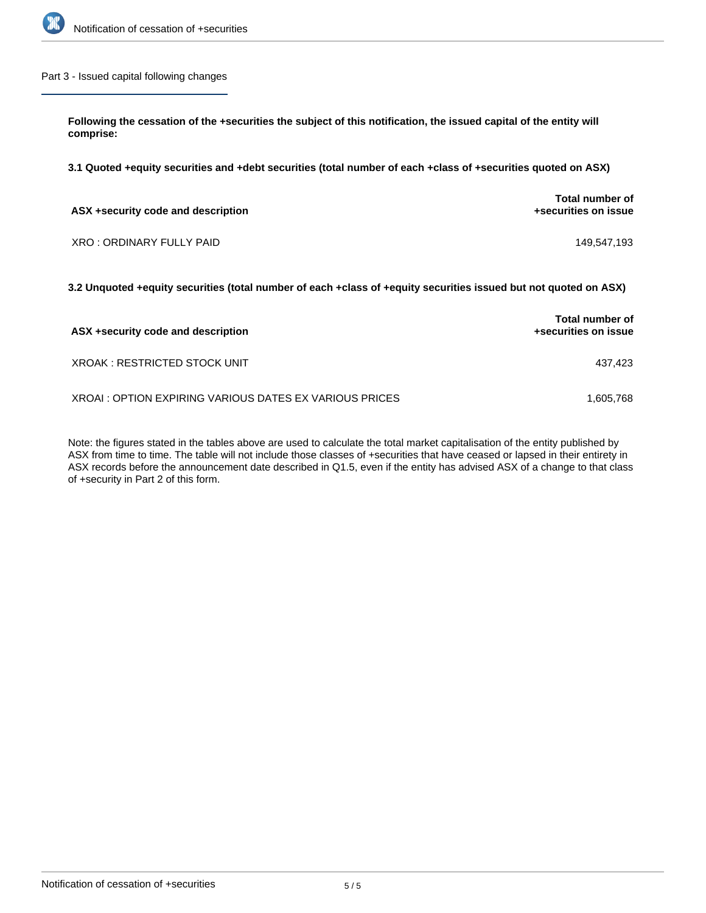## Part 3 - Issued capital following changes

**Following the cessation of the +securities the subject of this notification, the issued capital of the entity will comprise:**

**3.1 Quoted +equity securities and +debt securities (total number of each +class of +securities quoted on ASX)**

| ASX +security code and description | Total number of +securities on issue |
|---|---|
| XRO : ORDINARY FULLY PAID | 149,547,193 |

**3.2 Unquoted +equity securities (total number of each +class of +equity securities issued but not quoted on ASX)**

| ASX +security code and description | Total number of +securities on issue |
|---|---|
| XROAK : RESTRICTED STOCK UNIT | 437,423 |
| XROAI : OPTION EXPIRING VARIOUS DATES EX VARIOUS PRICES | 1,605,768 |

Note: the figures stated in the tables above are used to calculate the total market capitalisation of the entity published by ASX from time to time. The table will not include those classes of +securities that have ceased or lapsed in their entirety in ASX records before the announcement date described in Q1.5, even if the entity has advised ASX of a change to that class of +security in Part 2 of this form.